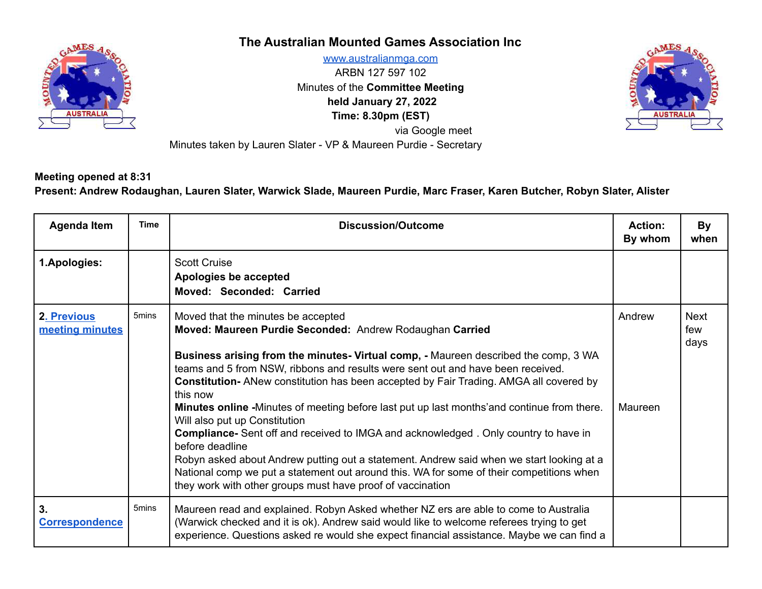# The Australian Mounted Games Association Inc

www.australianmga.com
ARBN 127 597 102
Minutes of the **Committee Meeting**
**held January 27, 2022**
**Time: 8.30pm (EST)**
via Google meet
Minutes taken by Lauren Slater - VP & Maureen Purdie - Secretary

**Meeting opened at 8:31**
**Present: Andrew Rodaughan, Lauren Slater, Warwick Slade, Maureen Purdie, Marc Fraser, Karen Butcher, Robyn Slater, Alister**

| Agenda Item | Time | Discussion/Outcome | Action: By whom | By when |
|---|---|---|---|---|
| **1.Apologies:** | | Scott Cruise<br>**Apologies be accepted**<br>**Moved: Seconded: Carried** | | |
| **2. Previous meeting minutes** | 5mins | Moved that the minutes be accepted<br>**Moved: Maureen Purdie Seconded:** Andrew Rodaughan **Carried**<br><br>**Business arising from the minutes- Virtual comp, -** Maureen described the comp, 3 WA teams and 5 from NSW, ribbons and results were sent out and have been received.<br>**Constitution-** ANew constitution has been accepted by Fair Trading. AMGA all covered by this now<br>**Minutes online -**Minutes of meeting before last put up last months'and continue from there. Will also put up Constitution<br>**Compliance-** Sent off and received to IMGA and acknowledged . Only country to have in before deadline<br>Robyn asked about Andrew putting out a statement. Andrew said when we start looking at a National comp we put a statement out around this. WA for some of their competitions when they work with other groups must have proof of vaccination | Andrew<br><br><br><br><br>Maureen | Next few days |
| **3. Correspondence** | 5mins | Maureen read and explained. Robyn Asked whether NZ ers are able to come to Australia (Warwick checked and it is ok). Andrew said would like to welcome referees trying to get experience. Questions asked re would she expect financial assistance. Maybe we can find a | | |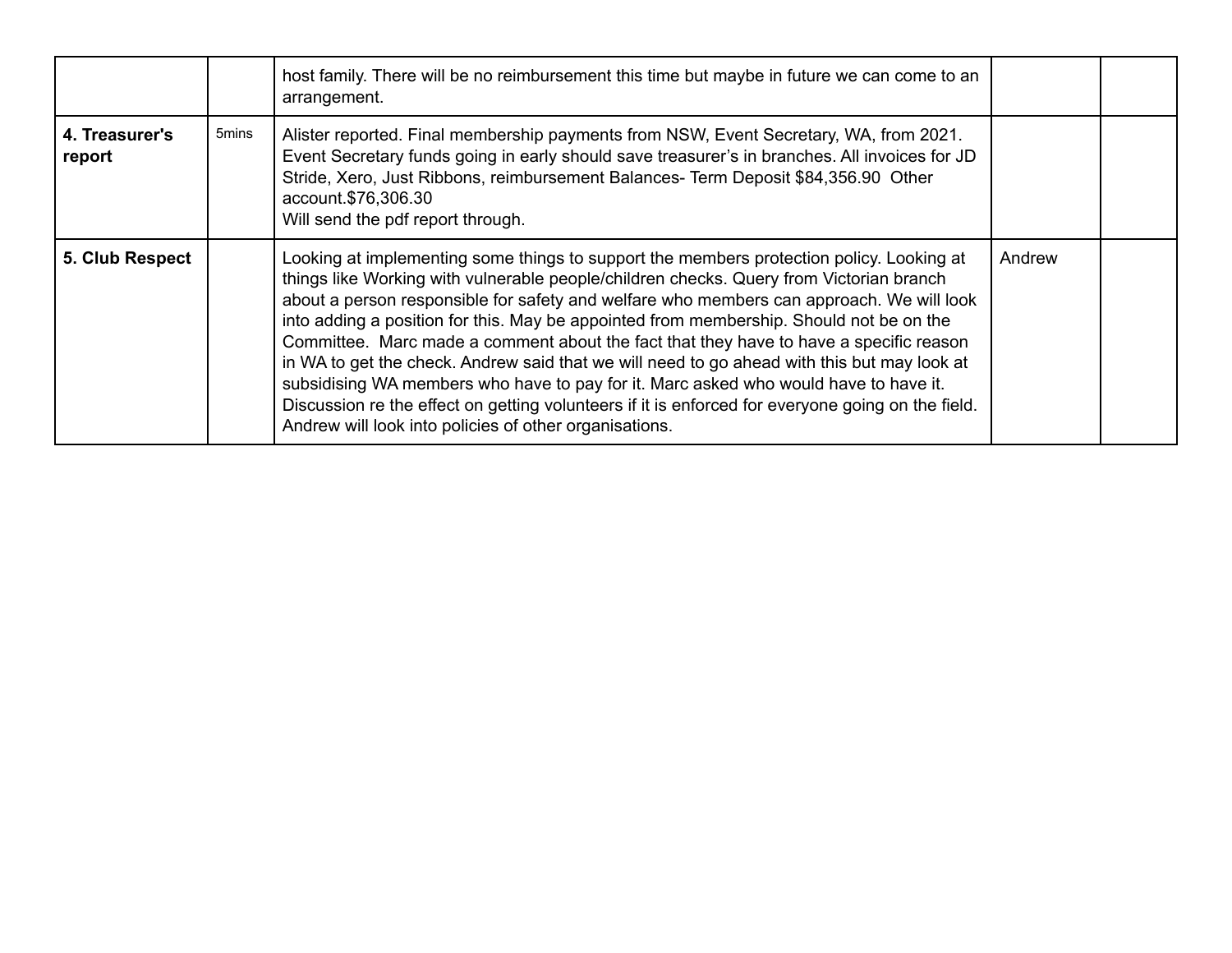| | | | | |
|---|---|---|---|---|
| | | host family. There will be no reimbursement this time but maybe in future we can come to an arrangement. | | |
| **4. Treasurer's report** | 5mins | Alister reported. Final membership payments from NSW, Event Secretary, WA, from 2021. Event Secretary funds going in early should save treasurer's in branches. All invoices for JD Stride, Xero, Just Ribbons, reimbursement Balances- Term Deposit $84,356.90 Other account.$76,306.30<br>Will send the pdf report through. | | |
| **5. Club Respect** | | Looking at implementing some things to support the members protection policy. Looking at things like Working with vulnerable people/children checks. Query from Victorian branch about a person responsible for safety and welfare who members can approach. We will look into adding a position for this. May be appointed from membership. Should not be on the Committee. Marc made a comment about the fact that they have to have a specific reason in WA to get the check. Andrew said that we will need to go ahead with this but may look at subsidising WA members who have to pay for it. Marc asked who would have to have it. Discussion re the effect on getting volunteers if it is enforced for everyone going on the field. Andrew will look into policies of other organisations. | Andrew | |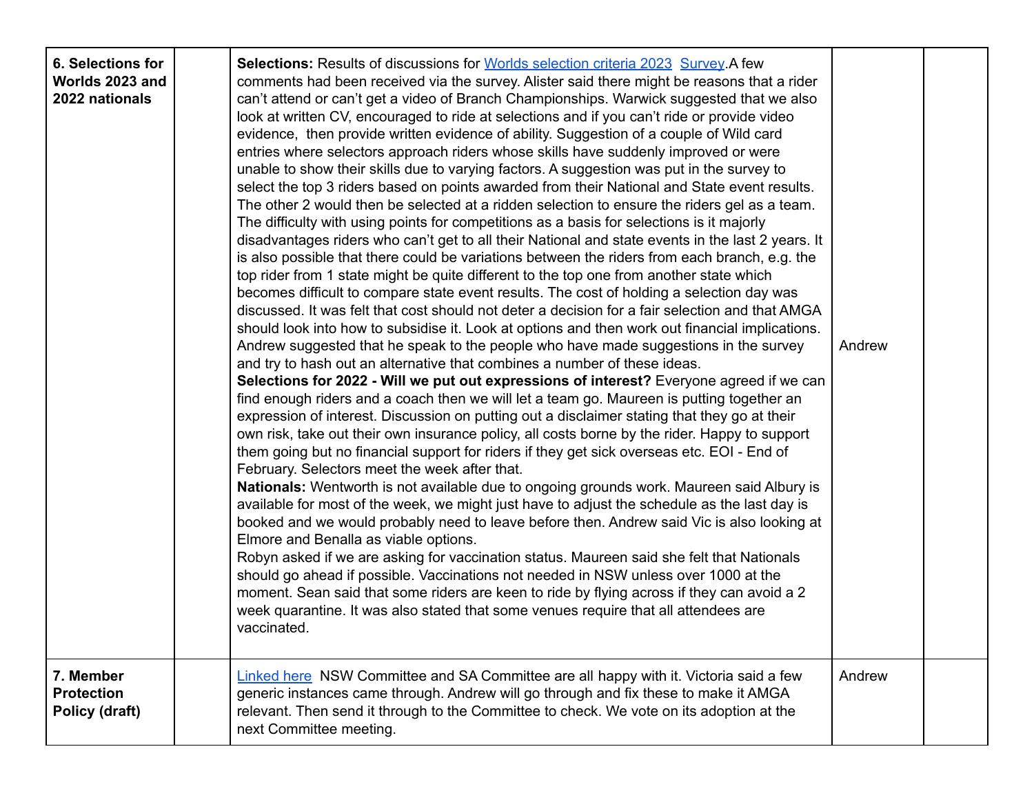| 6. Selections for Worlds 2023 and 2022 nationals | | **Selections:** Results of discussions for Worlds selection criteria 2023 Survey.A few comments had been received via the survey. Alister said there might be reasons that a rider can't attend or can't get a video of Branch Championships. Warwick suggested that we also look at written CV, encouraged to ride at selections and if you can't ride or provide video evidence, then provide written evidence of ability. Suggestion of a couple of Wild card entries where selectors approach riders whose skills have suddenly improved or were unable to show their skills due to varying factors. A suggestion was put in the survey to select the top 3 riders based on points awarded from their National and State event results. The other 2 would then be selected at a ridden selection to ensure the riders gel as a team. The difficulty with using points for competitions as a basis for selections is it majorly disadvantages riders who can't get to all their National and state events in the last 2 years. It is also possible that there could be variations between the riders from each branch, e.g. the top rider from 1 state might be quite different to the top one from another state which becomes difficult to compare state event results. The cost of holding a selection day was discussed. It was felt that cost should not deter a decision for a fair selection and that AMGA should look into how to subsidise it. Look at options and then work out financial implications. Andrew suggested that he speak to the people who have made suggestions in the survey and try to hash out an alternative that combines a number of these ideas.<br>**Selections for 2022 - Will we put out expressions of interest?** Everyone agreed if we can find enough riders and a coach then we will let a team go. Maureen is putting together an expression of interest. Discussion on putting out a disclaimer stating that they go at their own risk, take out their own insurance policy, all costs borne by the rider. Happy to support them going but no financial support for riders if they get sick overseas etc. EOI - End of February. Selectors meet the week after that.<br>**Nationals:** Wentworth is not available due to ongoing grounds work. Maureen said Albury is available for most of the week, we might just have to adjust the schedule as the last day is booked and we would probably need to leave before then. Andrew said Vic is also looking at Elmore and Benalla as viable options.<br>Robyn asked if we are asking for vaccination status. Maureen said she felt that Nationals should go ahead if possible. Vaccinations not needed in NSW unless over 1000 at the moment. Sean said that some riders are keen to ride by flying across if they can avoid a 2 week quarantine. It was also stated that some venues require that all attendees are vaccinated. | Andrew | |
|---|---|---|---|---|
| **7. Member Protection Policy (draft)** | | Linked here NSW Committee and SA Committee are all happy with it. Victoria said a few generic instances came through. Andrew will go through and fix these to make it AMGA relevant. Then send it through to the Committee to check. We vote on its adoption at the next Committee meeting. | Andrew | |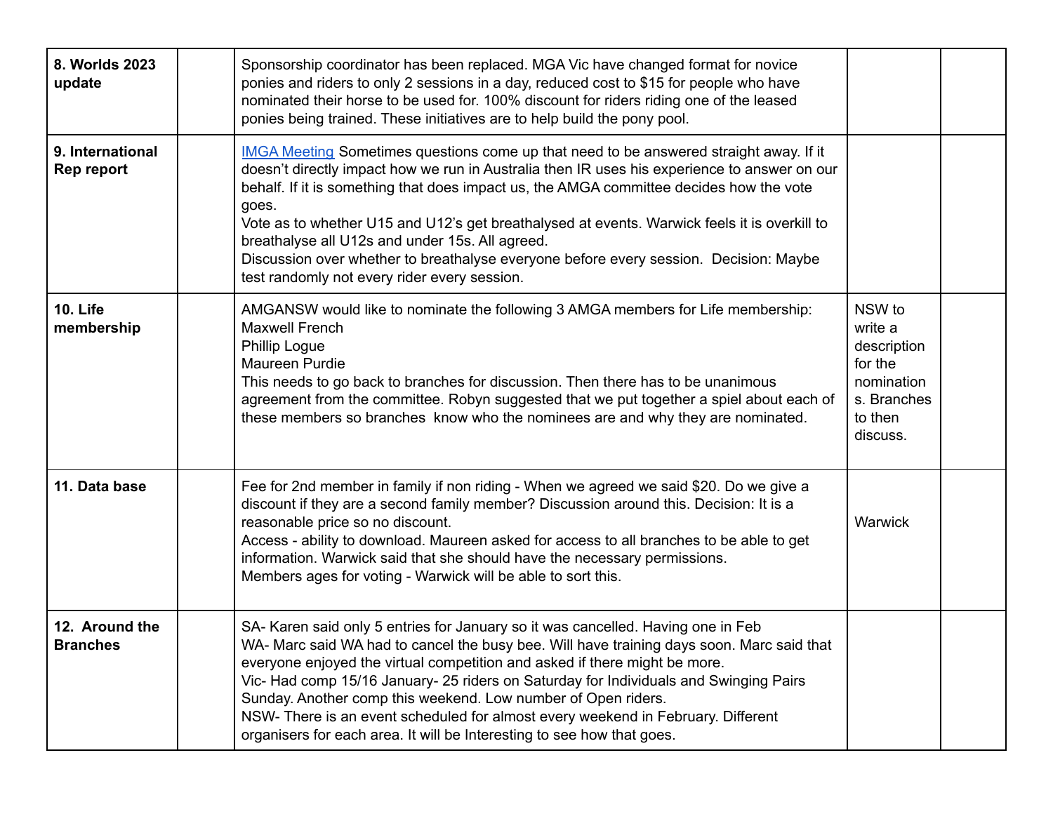| **8. Worlds 2023 update** | | Sponsorship coordinator has been replaced. MGA Vic have changed format for novice ponies and riders to only 2 sessions in a day, reduced cost to $15 for people who have nominated their horse to be used for. 100% discount for riders riding one of the leased ponies being trained. These initiatives are to help build the pony pool. | | |
|---|---|---|---|---|
| **9. International Rep report** | | [IMGA Meeting]() Sometimes questions come up that need to be answered straight away. If it doesn't directly impact how we run in Australia then IR uses his experience to answer on our behalf. If it is something that does impact us, the AMGA committee decides how the vote goes.<br>Vote as to whether U15 and U12's get breathalysed at events. Warwick feels it is overkill to breathalyse all U12s and under 15s. All agreed.<br>Discussion over whether to breathalyse everyone before every session. Decision: Maybe test randomly not every rider every session. | | |
| **10. Life membership** | | AMGANSW would like to nominate the following 3 AMGA members for Life membership:<br>Maxwell French<br>Phillip Logue<br>Maureen Purdie<br>This needs to go back to branches for discussion. Then there has to be unanimous agreement from the committee. Robyn suggested that we put together a spiel about each of these members so branches know who the nominees are and why they are nominated. | NSW to write a description for the nominations. Branches to then discuss. | |
| **11. Data base** | | Fee for 2nd member in family if non riding - When we agreed we said $20. Do we give a discount if they are a second family member? Discussion around this. Decision: It is a reasonable price so no discount.<br>Access - ability to download. Maureen asked for access to all branches to be able to get information. Warwick said that she should have the necessary permissions.<br>Members ages for voting - Warwick will be able to sort this. | Warwick | |
| **12. Around the Branches** | | SA- Karen said only 5 entries for January so it was cancelled. Having one in Feb<br>WA- Marc said WA had to cancel the busy bee. Will have training days soon. Marc said that everyone enjoyed the virtual competition and asked if there might be more.<br>Vic- Had comp 15/16 January- 25 riders on Saturday for Individuals and Swinging Pairs Sunday. Another comp this weekend. Low number of Open riders.<br>NSW- There is an event scheduled for almost every weekend in February. Different organisers for each area. It will be Interesting to see how that goes. | | |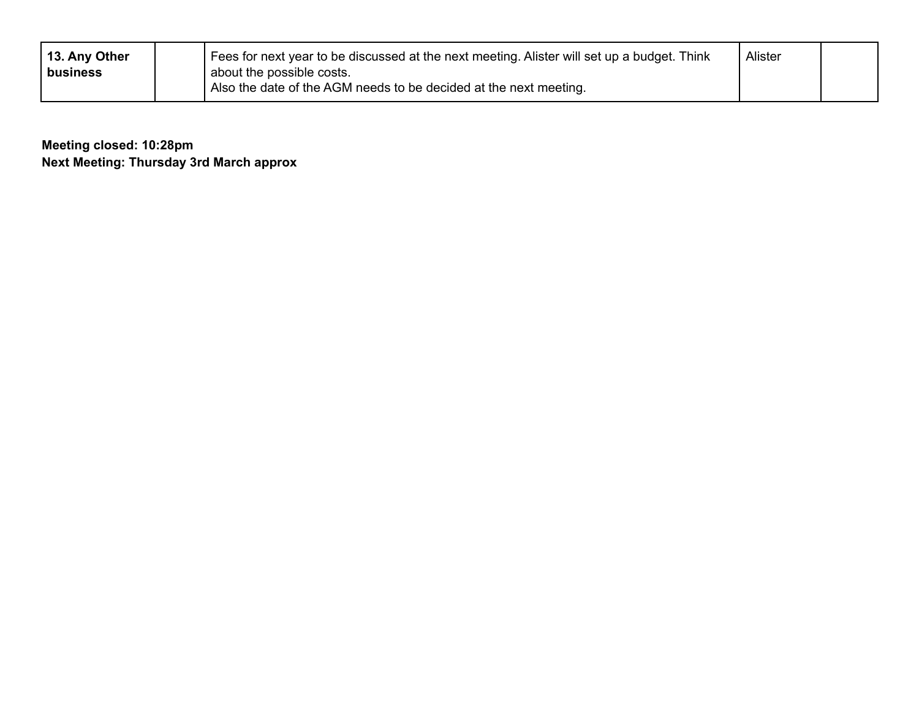| | | | | |
|---|---|---|---|---|
| **13. Any Other business** | | Fees for next year to be discussed at the next meeting. Alister will set up a budget. Think about the possible costs.<br>Also the date of the AGM needs to be decided at the next meeting. | Alister | |

**Meeting closed: 10:28pm**
**Next Meeting: Thursday 3rd March approx**